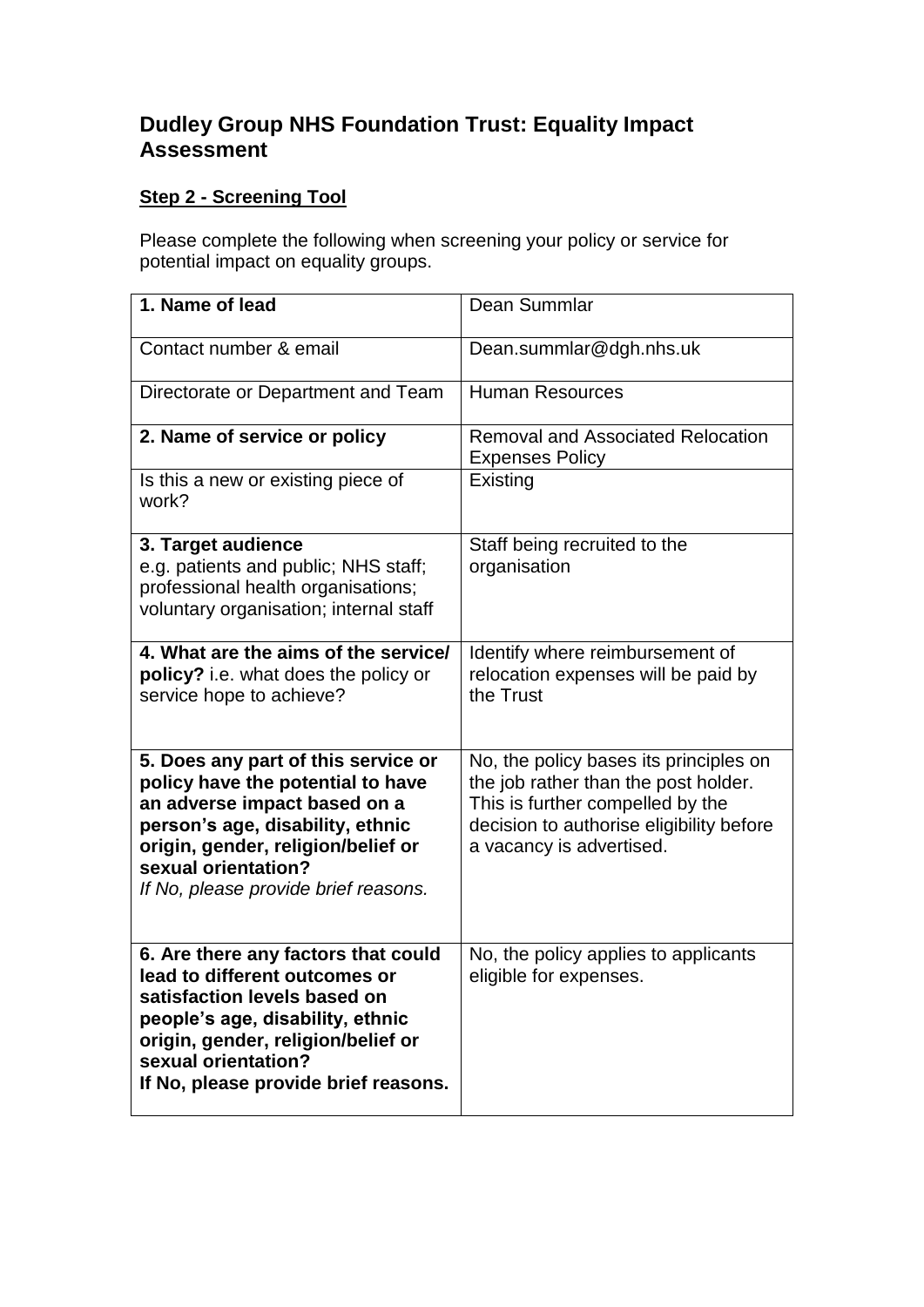# Dudley Group NHS Foundation Trust: Equality Impact Assessment

**Step 2 - Screening Tool**

Please complete the following when screening your policy or service for potential impact on equality groups.

| | |
|---|---|
| **1. Name of lead** | Dean Summlar |
| Contact number & email | Dean.summlar@dgh.nhs.uk |
| Directorate or Department and Team | Human Resources |
| **2. Name of service or policy** | Removal and Associated Relocation Expenses Policy |
| Is this a new or existing piece of work? | Existing |
| **3. Target audience** e.g. patients and public; NHS staff; professional health organisations; voluntary organisation; internal staff | Staff being recruited to the organisation |
| **4. What are the aims of the service/ policy?** i.e. what does the policy or service hope to achieve? | Identify where reimbursement of relocation expenses will be paid by the Trust |
| **5. Does any part of this service or policy have the potential to have an adverse impact based on a person's age, disability, ethnic origin, gender, religion/belief or sexual orientation?** *If No, please provide brief reasons.* | No, the policy bases its principles on the job rather than the post holder. This is further compelled by the decision to authorise eligibility before a vacancy is advertised. |
| **6. Are there any factors that could lead to different outcomes or satisfaction levels based on people's age, disability, ethnic origin, gender, religion/belief or sexual orientation? If No, please provide brief reasons.** | No, the policy applies to applicants eligible for expenses. |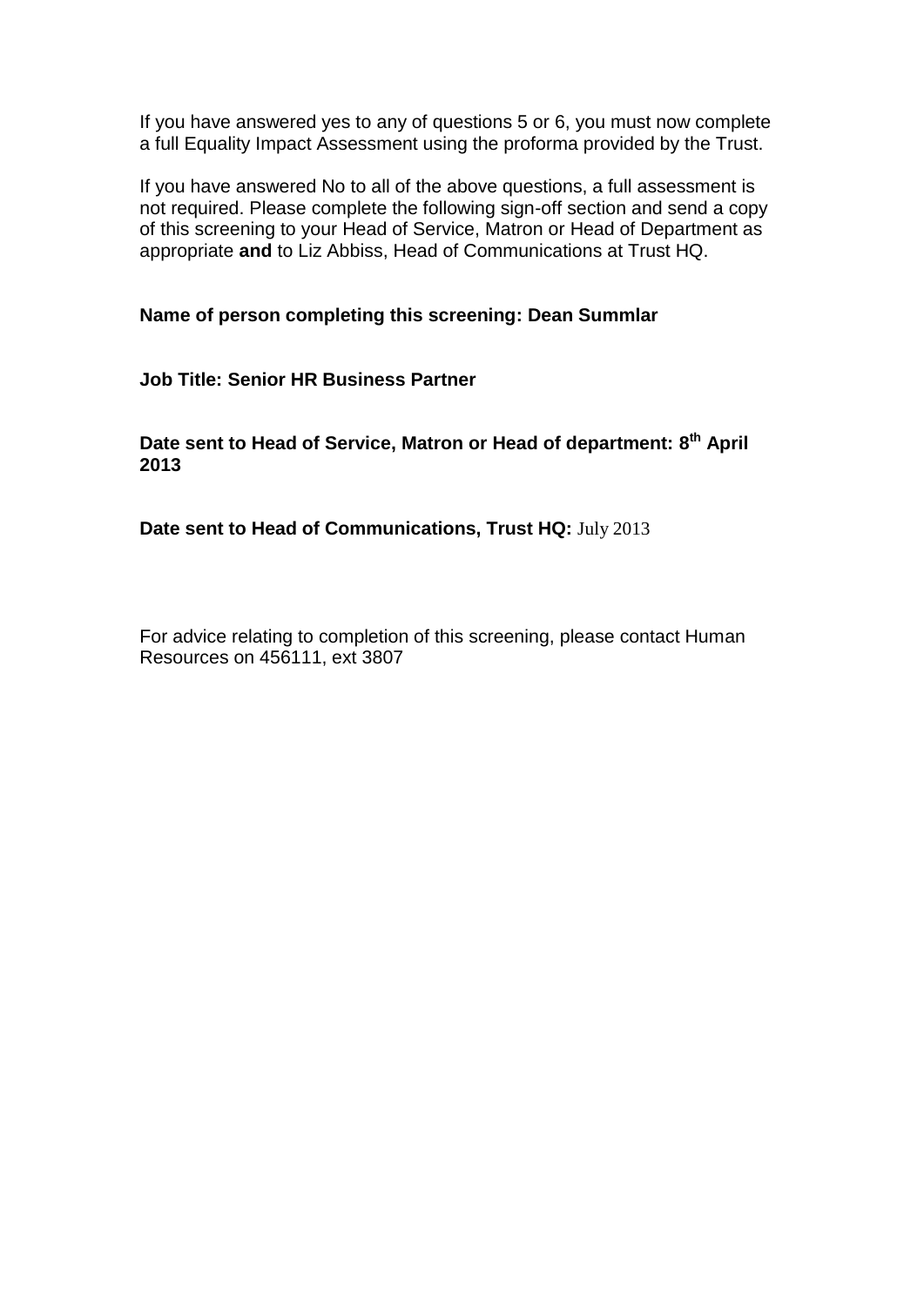If you have answered yes to any of questions 5 or 6, you must now complete a full Equality Impact Assessment using the proforma provided by the Trust.

If you have answered No to all of the above questions, a full assessment is not required. Please complete the following sign-off section and send a copy of this screening to your Head of Service, Matron or Head of Department as appropriate **and** to Liz Abbiss, Head of Communications at Trust HQ.

**Name of person completing this screening: Dean Summlar**

**Job Title: Senior HR Business Partner**

**Date sent to Head of Service, Matron or Head of department: 8th April 2013**

**Date sent to Head of Communications, Trust HQ:** July 2013

For advice relating to completion of this screening, please contact Human Resources on 456111, ext 3807